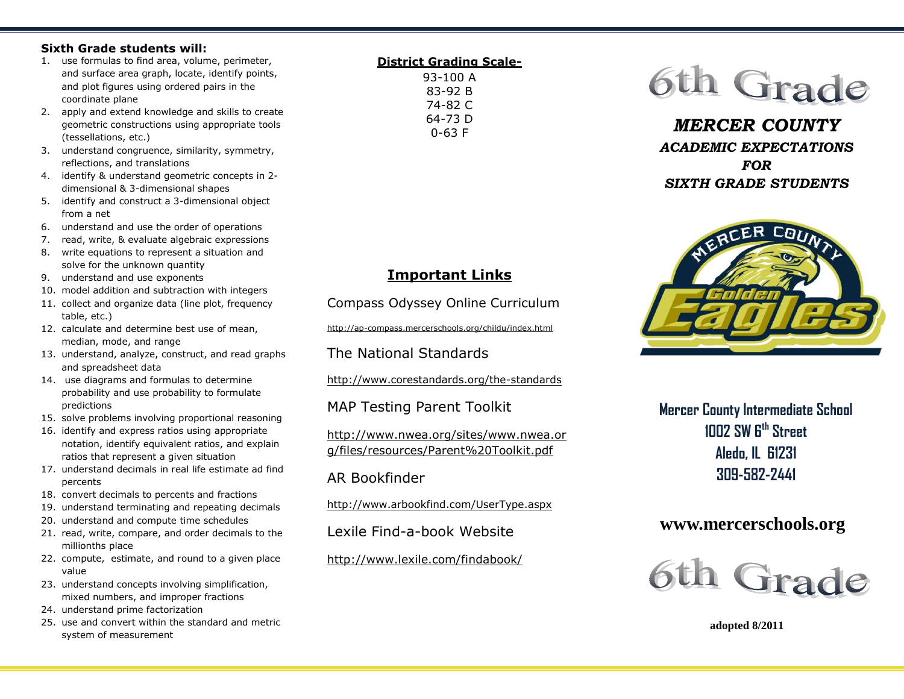**Sixth Grade students will:**

1. use formulas to find area, volume, perimeter, and surface area graph, locate, identify points, and plot figures using ordered pairs in the coordinate plane
2. apply and extend knowledge and skills to create geometric constructions using appropriate tools (tessellations, etc.)
3. understand congruence, similarity, symmetry, reflections, and translations
4. identify & understand geometric concepts in 2-dimensional & 3-dimensional shapes
5. identify and construct a 3-dimensional object from a net
6. understand and use the order of operations
7. read, write, & evaluate algebraic expressions
8. write equations to represent a situation and solve for the unknown quantity
9. understand and use exponents
10. model addition and subtraction with integers
11. collect and organize data (line plot, frequency table, etc.)
12. calculate and determine best use of mean, median, mode, and range
13. understand, analyze, construct, and read graphs and spreadsheet data
14. use diagrams and formulas to determine probability and use probability to formulate predictions
15. solve problems involving proportional reasoning
16. identify and express ratios using appropriate notation, identify equivalent ratios, and explain ratios that represent a given situation
17. understand decimals in real life estimate ad find percents
18. convert decimals to percents and fractions
19. understand terminating and repeating decimals
20. understand and compute time schedules
21. read, write, compare, and order decimals to the millionths place
22. compute, estimate, and round to a given place value
23. understand concepts involving simplification, mixed numbers, and improper fractions
24. understand prime factorization
25. use and convert within the standard and metric system of measurement

**District Grading Scale-**

93-100 A
83-92 B
74-82 C
64-73 D
0-63 F

## Important Links

Compass Odyssey Online Curriculum

http://ap-compass.mercerschools.org/childu/index.html

The National Standards

http://www.corestandards.org/the-standards

MAP Testing Parent Toolkit

http://www.nwea.org/sites/www.nwea.org/files/resources/Parent%20Toolkit.pdf

AR Bookfinder

http://www.arbookfind.com/UserType.aspx

Lexile Find-a-book Website

http://www.lexile.com/findabook/

# 6th Grade

## *MERCER COUNTY*

### *ACADEMIC EXPECTATIONS FOR SIXTH GRADE STUDENTS*

Mercer County Golden Eagles

**Mercer County Intermediate School**
**1002 SW 6th Street**
**Aledo, IL 61231**
**309-582-2441**

**www.mercerschools.org**

# 6th Grade

**adopted 8/2011**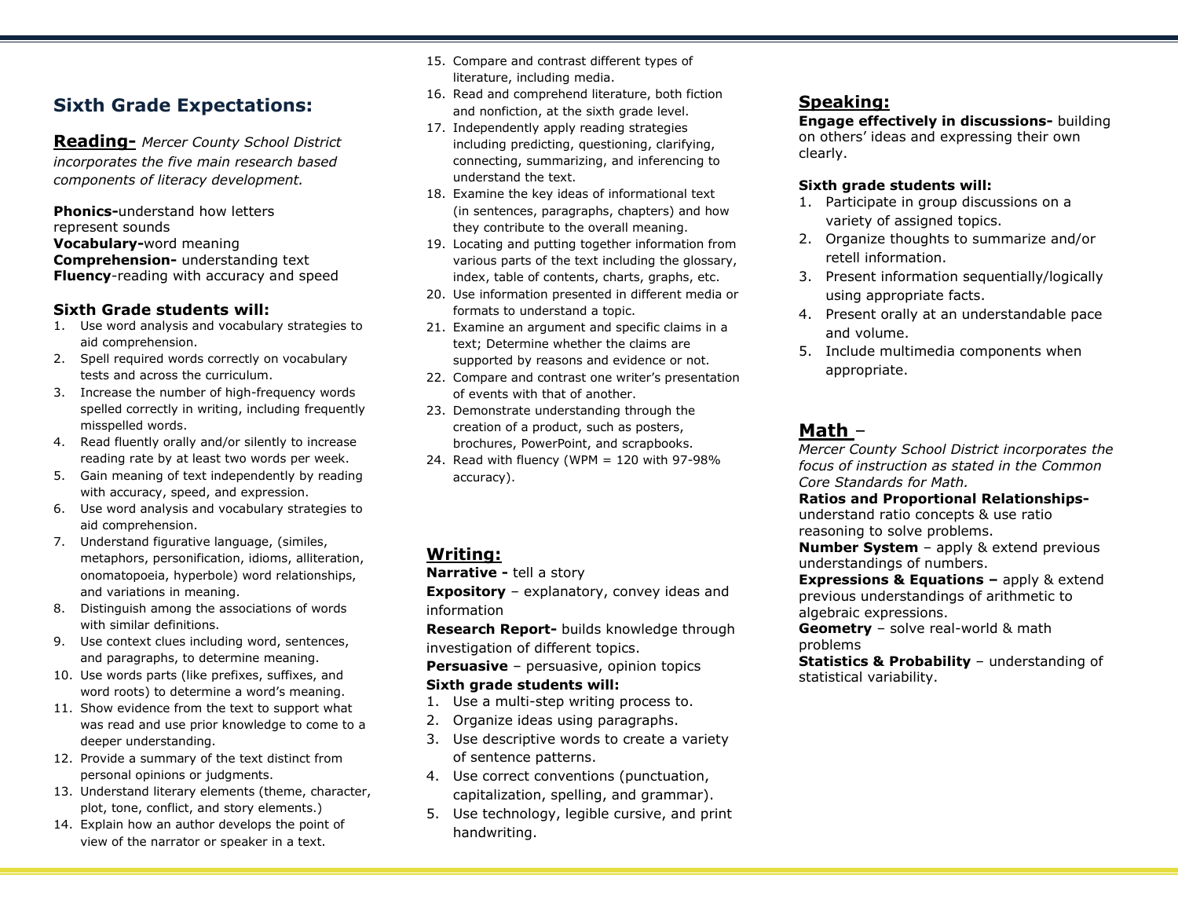## Sixth Grade Expectations:

**Reading-** *Mercer County School District incorporates the five main research based components of literacy development.*

**Phonics-**understand how letters represent sounds
**Vocabulary-**word meaning
**Comprehension-** understanding text
**Fluency**-reading with accuracy and speed

### Sixth Grade students will:

1. Use word analysis and vocabulary strategies to aid comprehension.
2. Spell required words correctly on vocabulary tests and across the curriculum.
3. Increase the number of high-frequency words spelled correctly in writing, including frequently misspelled words.
4. Read fluently orally and/or silently to increase reading rate by at least two words per week.
5. Gain meaning of text independently by reading with accuracy, speed, and expression.
6. Use word analysis and vocabulary strategies to aid comprehension.
7. Understand figurative language, (similes, metaphors, personification, idioms, alliteration, onomatopoeia, hyperbole) word relationships, and variations in meaning.
8. Distinguish among the associations of words with similar definitions.
9. Use context clues including word, sentences, and paragraphs, to determine meaning.
10. Use words parts (like prefixes, suffixes, and word roots) to determine a word's meaning.
11. Show evidence from the text to support what was read and use prior knowledge to come to a deeper understanding.
12. Provide a summary of the text distinct from personal opinions or judgments.
13. Understand literary elements (theme, character, plot, tone, conflict, and story elements.)
14. Explain how an author develops the point of view of the narrator or speaker in a text.
15. Compare and contrast different types of literature, including media.
16. Read and comprehend literature, both fiction and nonfiction, at the sixth grade level.
17. Independently apply reading strategies including predicting, questioning, clarifying, connecting, summarizing, and inferencing to understand the text.
18. Examine the key ideas of informational text (in sentences, paragraphs, chapters) and how they contribute to the overall meaning.
19. Locating and putting together information from various parts of the text including the glossary, index, table of contents, charts, graphs, etc.
20. Use information presented in different media or formats to understand a topic.
21. Examine an argument and specific claims in a text; Determine whether the claims are supported by reasons and evidence or not.
22. Compare and contrast one writer's presentation of events with that of another.
23. Demonstrate understanding through the creation of a product, such as posters, brochures, PowerPoint, and scrapbooks.
24. Read with fluency (WPM = 120 with 97-98% accuracy).

## Writing:

**Narrative -** tell a story
**Expository** – explanatory, convey ideas and information
**Research Report-** builds knowledge through investigation of different topics.
**Persuasive** – persuasive, opinion topics

**Sixth grade students will:**

1. Use a multi-step writing process to.
2. Organize ideas using paragraphs.
3. Use descriptive words to create a variety of sentence patterns.
4. Use correct conventions (punctuation, capitalization, spelling, and grammar).
5. Use technology, legible cursive, and print handwriting.

## Speaking:

**Engage effectively in discussions-** building on others' ideas and expressing their own clearly.

**Sixth grade students will:**

1. Participate in group discussions on a variety of assigned topics.
2. Organize thoughts to summarize and/or retell information.
3. Present information sequentially/logically using appropriate facts.
4. Present orally at an understandable pace and volume.
5. Include multimedia components when appropriate.

## Math –

*Mercer County School District incorporates the focus of instruction as stated in the Common Core Standards for Math.*

**Ratios and Proportional Relationships-** understand ratio concepts & use ratio reasoning to solve problems.
**Number System** – apply & extend previous understandings of numbers.
**Expressions & Equations –** apply & extend previous understandings of arithmetic to algebraic expressions.
**Geometry** – solve real-world & math problems
**Statistics & Probability** – understanding of statistical variability.